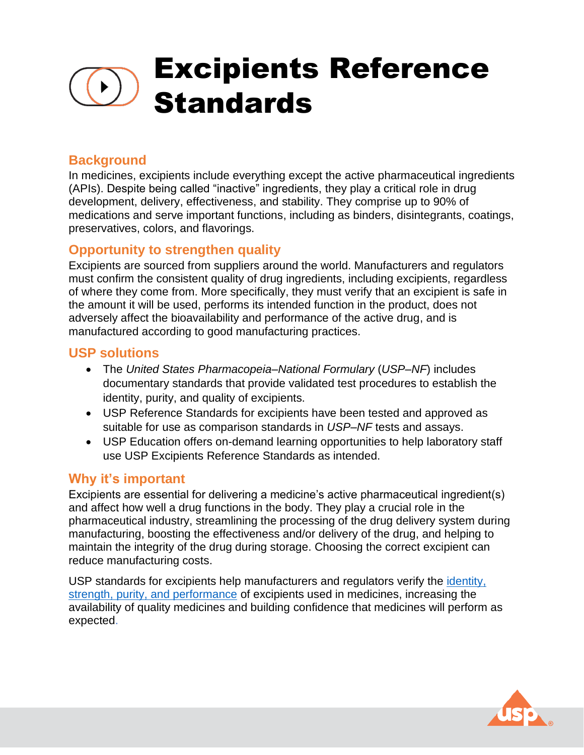# Excipients Reference Standards

## Background

In medicines, excipients include everything except the active pharmaceutical ingredients (APIs). Despite being called "inactive" ingredients, they play a critical role in drug development, delivery, effectiveness, and stability. They comprise up to 90% of medications and serve important functions, including as binders, disintegrants, coatings, preservatives, colors, and flavorings.

## Opportunity to strengthen quality

Excipients are sourced from suppliers around the world. Manufacturers and regulators must confirm the consistent quality of drug ingredients, including excipients, regardless of where they come from. More specifically, they must verify that an excipient is safe in the amount it will be used, performs its intended function in the product, does not adversely affect the bioavailability and performance of the active drug, and is manufactured according to good manufacturing practices.

## USP solutions

- The *United States Pharmacopeia–National Formulary* (*USP–NF*) includes documentary standards that provide validated test procedures to establish the identity, purity, and quality of excipients.
- USP Reference Standards for excipients have been tested and approved as suitable for use as comparison standards in *USP–NF* tests and assays.
- USP Education offers on-demand learning opportunities to help laboratory staff use USP Excipients Reference Standards as intended.

## Why it's important

Excipients are essential for delivering a medicine's active pharmaceutical ingredient(s) and affect how well a drug functions in the body. They play a crucial role in the pharmaceutical industry, streamlining the processing of the drug delivery system during manufacturing, boosting the effectiveness and/or delivery of the drug, and helping to maintain the integrity of the drug during storage. Choosing the correct excipient can reduce manufacturing costs.

USP standards for excipients help manufacturers and regulators verify the identity, strength, purity, and performance of excipients used in medicines, increasing the availability of quality medicines and building confidence that medicines will perform as expected.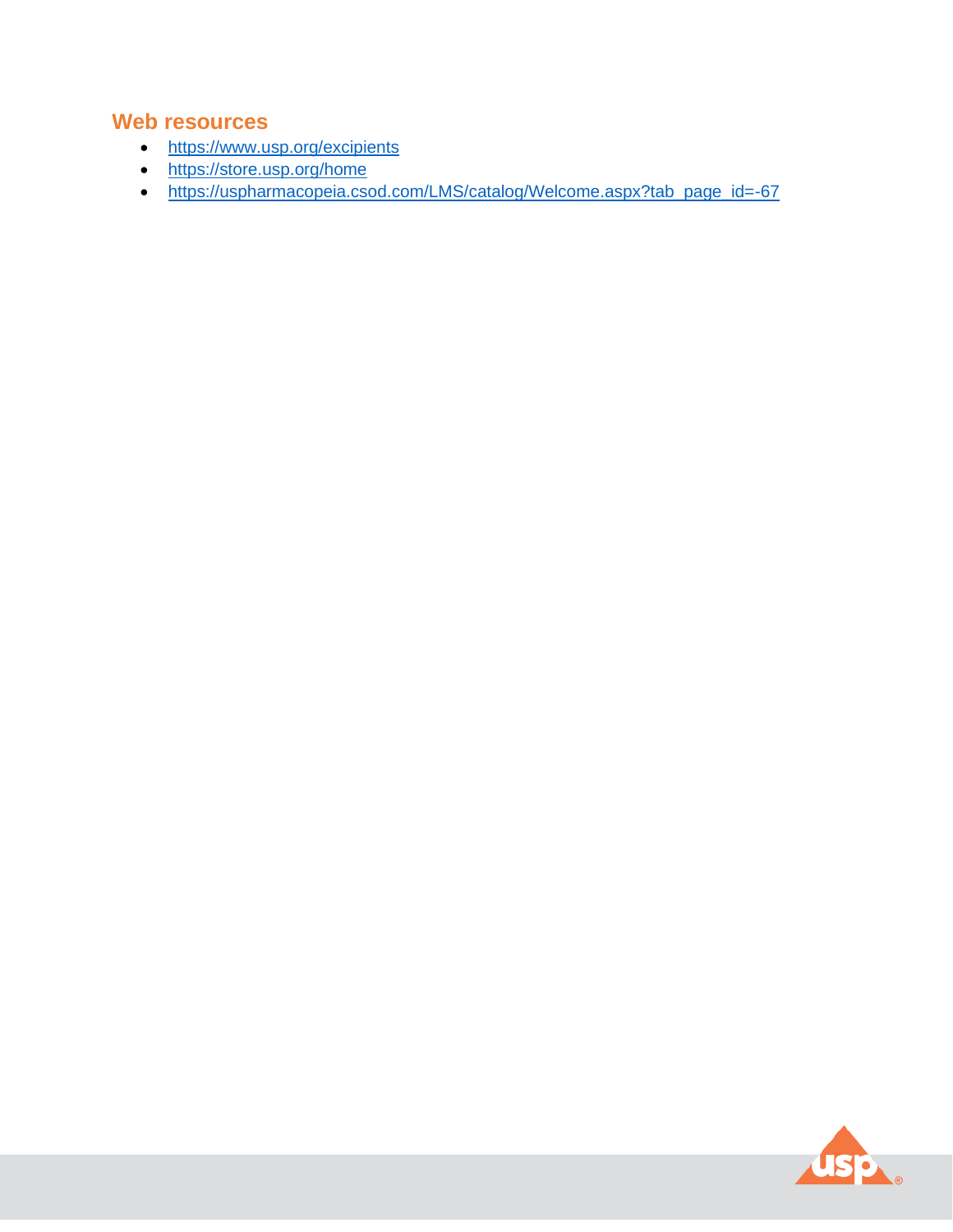## Web resources

- https://www.usp.org/excipients
- https://store.usp.org/home
- https://uspharmacopeia.csod.com/LMS/catalog/Welcome.aspx?tab_page_id=-67